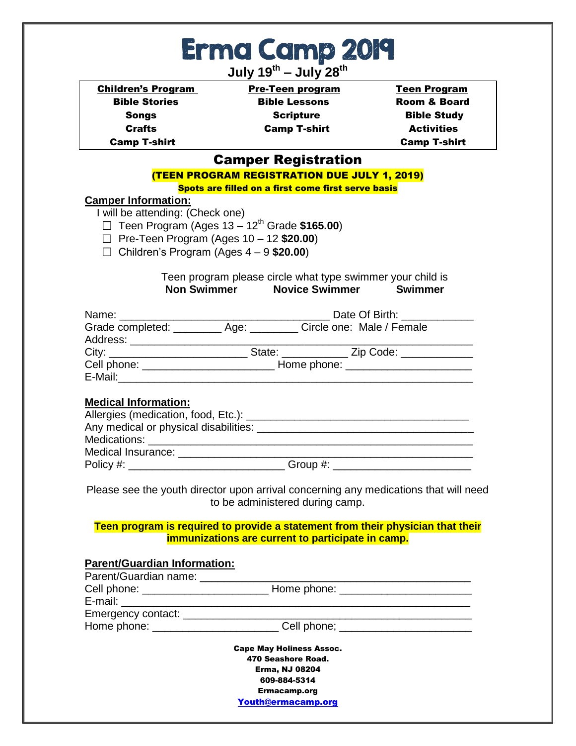# Erma Camp 2019

**July 19th – July 28th**

| Children's Program | Pre-Teen program | Teen Program |
|---|---|---|
| Bible Stories | Bible Lessons | Room & Board |
| Songs | Scripture | Bible Study |
| Crafts | Camp T-shirt | Activities |
| Camp T-shirt | | Camp T-shirt |

## Camper Registration

**(TEEN PROGRAM REGISTRATION DUE JULY 1, 2019)**

**Spots are filled on a first come first serve basis**

**Camper Information:**

I will be attending: (Check one)

- ☐ Teen Program (Ages 13 – 12th Grade **$165.00**)
- ☐ Pre-Teen Program (Ages 10 – 12 **$20.00**)
- ☐ Children's Program (Ages 4 – 9 **$20.00**)

Teen program please circle what type swimmer your child is

**Non Swimmer** **Novice Swimmer** **Swimmer**

Name: ___________________________________ Date Of Birth: ____________

Grade completed: ________ Age: ________ Circle one: Male / Female

Address: ______________________________________________________

City: _______________________ State: ___________ Zip Code: ____________

Cell phone: ______________________ Home phone: _____________________

E-Mail:__________________________________________________________

**Medical Information:**

Allergies (medication, food, Etc.): ____________________________________

Any medical or physical disabilities: ____________________________________

Medications: ______________________________________________________

Medical Insurance: __________________________________________________

Policy #: __________________________ Group #: _______________________

Please see the youth director upon arrival concerning any medications that will need to be administered during camp.

**Teen program is required to provide a statement from their physician that their immunizations are current to participate in camp.**

**Parent/Guardian Information:**

Parent/Guardian name: _____________________________________________

Cell phone: _____________________ Home phone: _____________________

E-mail: _________________________________________________________

Emergency contact: ________________________________________________

Home phone: _____________________ Cell phone; _____________________

**Cape May Holiness Assoc.**
**470 Seashore Road.**
**Erma, NJ 08204**
**609-884-5314**
**Ermacamp.org**
**Youth@ermacamp.org**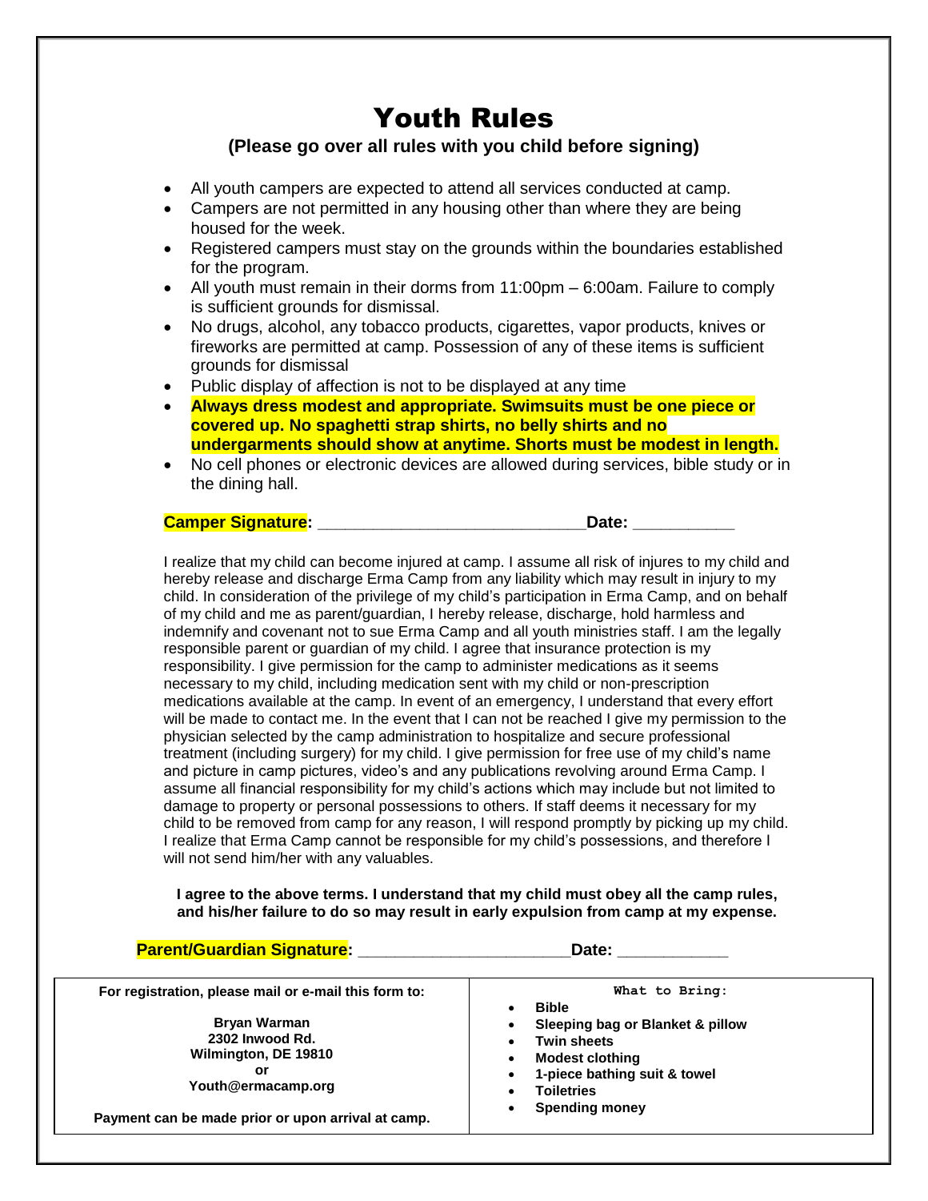# Youth Rules

**(Please go over all rules with you child before signing)**

- All youth campers are expected to attend all services conducted at camp.
- Campers are not permitted in any housing other than where they are being housed for the week.
- Registered campers must stay on the grounds within the boundaries established for the program.
- All youth must remain in their dorms from 11:00pm – 6:00am. Failure to comply is sufficient grounds for dismissal.
- No drugs, alcohol, any tobacco products, cigarettes, vapor products, knives or fireworks are permitted at camp. Possession of any of these items is sufficient grounds for dismissal
- Public display of affection is not to be displayed at any time
- **Always dress modest and appropriate. Swimsuits must be one piece or covered up. No spaghetti strap shirts, no belly shirts and no undergarments should show at anytime. Shorts must be modest in length.**
- No cell phones or electronic devices are allowed during services, bible study or in the dining hall.

**Camper Signature: ____________________________Date: ___________**

I realize that my child can become injured at camp. I assume all risk of injures to my child and hereby release and discharge Erma Camp from any liability which may result in injury to my child. In consideration of the privilege of my child's participation in Erma Camp, and on behalf of my child and me as parent/guardian, I hereby release, discharge, hold harmless and indemnify and covenant not to sue Erma Camp and all youth ministries staff. I am the legally responsible parent or guardian of my child. I agree that insurance protection is my responsibility. I give permission for the camp to administer medications as it seems necessary to my child, including medication sent with my child or non-prescription medications available at the camp. In event of an emergency, I understand that every effort will be made to contact me. In the event that I can not be reached I give my permission to the physician selected by the camp administration to hospitalize and secure professional treatment (including surgery) for my child. I give permission for free use of my child's name and picture in camp pictures, video's and any publications revolving around Erma Camp. I assume all financial responsibility for my child's actions which may include but not limited to damage to property or personal possessions to others. If staff deems it necessary for my child to be removed from camp for any reason, I will respond promptly by picking up my child. I realize that Erma Camp cannot be responsible for my child's possessions, and therefore I will not send him/her with any valuables.

**I agree to the above terms. I understand that my child must obey all the camp rules, and his/her failure to do so may result in early expulsion from camp at my expense.**

**Parent/Guardian Signature: ______________________Date: ____________**

**For registration, please mail or e-mail this form to:**

**Bryan Warman**
**2302 Inwood Rd.**
**Wilmington, DE 19810**
**or**
**Youth@ermacamp.org**

**Payment can be made prior or upon arrival at camp.**

**What to Bring:**

- **Bible**
- **Sleeping bag or Blanket & pillow**
- **Twin sheets**
- **Modest clothing**
- **1-piece bathing suit & towel**
- **Toiletries**
- **Spending money**